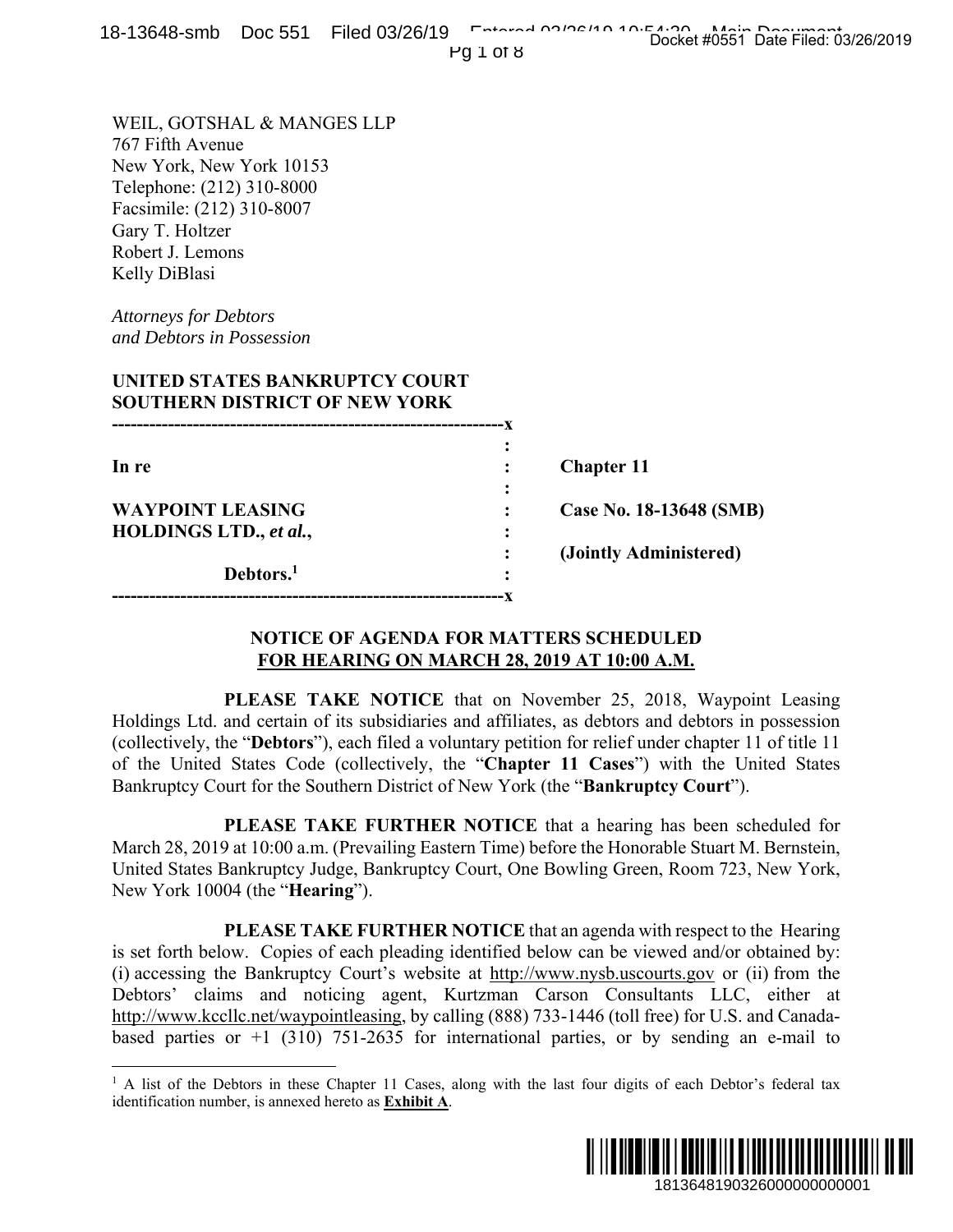WEIL, GOTSHAL & MANGES LLP
767 Fifth Avenue
New York, New York 10153
Telephone: (212) 310-8000
Facsimile: (212) 310-8007
Gary T. Holtzer
Robert J. Lemons
Kelly DiBlasi

*Attorneys for Debtors*
*and Debtors in Possession*

**UNITED STATES BANKRUPTCY COURT**
**SOUTHERN DISTRICT OF NEW YORK**

| | | |
|---|---|---|
| **In re** | : | **Chapter 11** |
| **WAYPOINT LEASING HOLDINGS LTD., *et al.*,** | : | **Case No. 18-13648 (SMB)** |
| | : | **(Jointly Administered)** |
| **Debtors.**[1] | : | |

## NOTICE OF AGENDA FOR MATTERS SCHEDULED FOR HEARING ON MARCH 28, 2019 AT 10:00 A.M.

**PLEASE TAKE NOTICE** that on November 25, 2018, Waypoint Leasing Holdings Ltd. and certain of its subsidiaries and affiliates, as debtors and debtors in possession (collectively, the "**Debtors**"), each filed a voluntary petition for relief under chapter 11 of title 11 of the United States Code (collectively, the "**Chapter 11 Cases**") with the United States Bankruptcy Court for the Southern District of New York (the "**Bankruptcy Court**").

**PLEASE TAKE FURTHER NOTICE** that a hearing has been scheduled for March 28, 2019 at 10:00 a.m. (Prevailing Eastern Time) before the Honorable Stuart M. Bernstein, United States Bankruptcy Judge, Bankruptcy Court, One Bowling Green, Room 723, New York, New York 10004 (the "**Hearing**").

**PLEASE TAKE FURTHER NOTICE** that an agenda with respect to the Hearing is set forth below. Copies of each pleading identified below can be viewed and/or obtained by: (i) accessing the Bankruptcy Court's website at http://www.nysb.uscourts.gov or (ii) from the Debtors' claims and noticing agent, Kurtzman Carson Consultants LLC, either at http://www.kccllc.net/waypointleasing, by calling (888) 733-1446 (toll free) for U.S. and Canada-based parties or +1 (310) 751-2635 for international parties, or by sending an e-mail to

[1] A list of the Debtors in these Chapter 11 Cases, along with the last four digits of each Debtor's federal tax identification number, is annexed hereto as **Exhibit A**.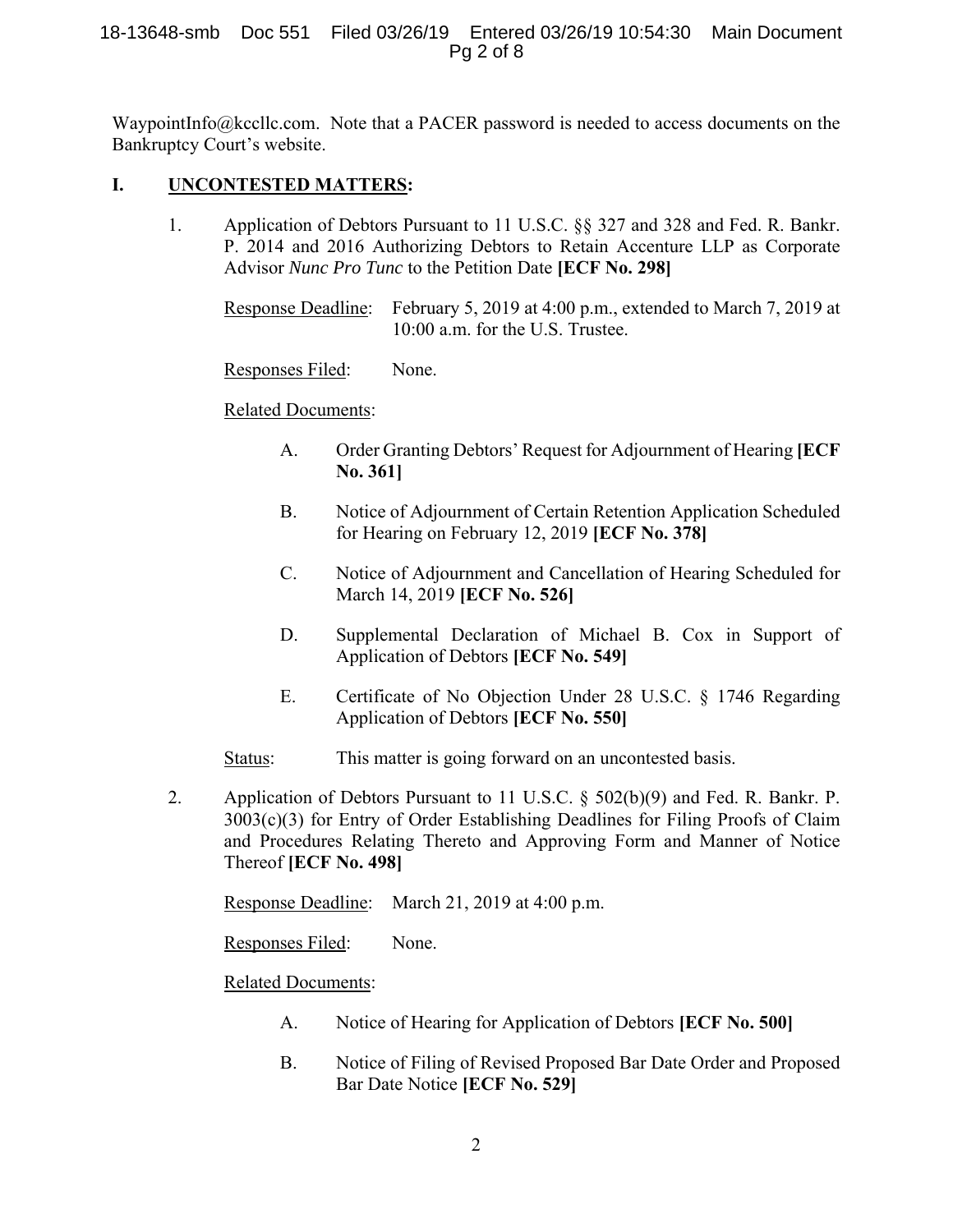WaypointInfo@kccllc.com. Note that a PACER password is needed to access documents on the Bankruptcy Court's website.

## I. UNCONTESTED MATTERS:

1. Application of Debtors Pursuant to 11 U.S.C. §§ 327 and 328 and Fed. R. Bankr. P. 2014 and 2016 Authorizing Debtors to Retain Accenture LLP as Corporate Advisor *Nunc Pro Tunc* to the Petition Date **[ECF No. 298]**

   Response Deadline: February 5, 2019 at 4:00 p.m., extended to March 7, 2019 at 10:00 a.m. for the U.S. Trustee.

   Responses Filed: None.

   Related Documents:

   A. Order Granting Debtors' Request for Adjournment of Hearing **[ECF No. 361]**

   B. Notice of Adjournment of Certain Retention Application Scheduled for Hearing on February 12, 2019 **[ECF No. 378]**

   C. Notice of Adjournment and Cancellation of Hearing Scheduled for March 14, 2019 **[ECF No. 526]**

   D. Supplemental Declaration of Michael B. Cox in Support of Application of Debtors **[ECF No. 549]**

   E. Certificate of No Objection Under 28 U.S.C. § 1746 Regarding Application of Debtors **[ECF No. 550]**

   Status: This matter is going forward on an uncontested basis.

2. Application of Debtors Pursuant to 11 U.S.C. § 502(b)(9) and Fed. R. Bankr. P. 3003(c)(3) for Entry of Order Establishing Deadlines for Filing Proofs of Claim and Procedures Relating Thereto and Approving Form and Manner of Notice Thereof **[ECF No. 498]**

   Response Deadline: March 21, 2019 at 4:00 p.m.

   Responses Filed: None.

   Related Documents:

   A. Notice of Hearing for Application of Debtors **[ECF No. 500]**

   B. Notice of Filing of Revised Proposed Bar Date Order and Proposed Bar Date Notice **[ECF No. 529]**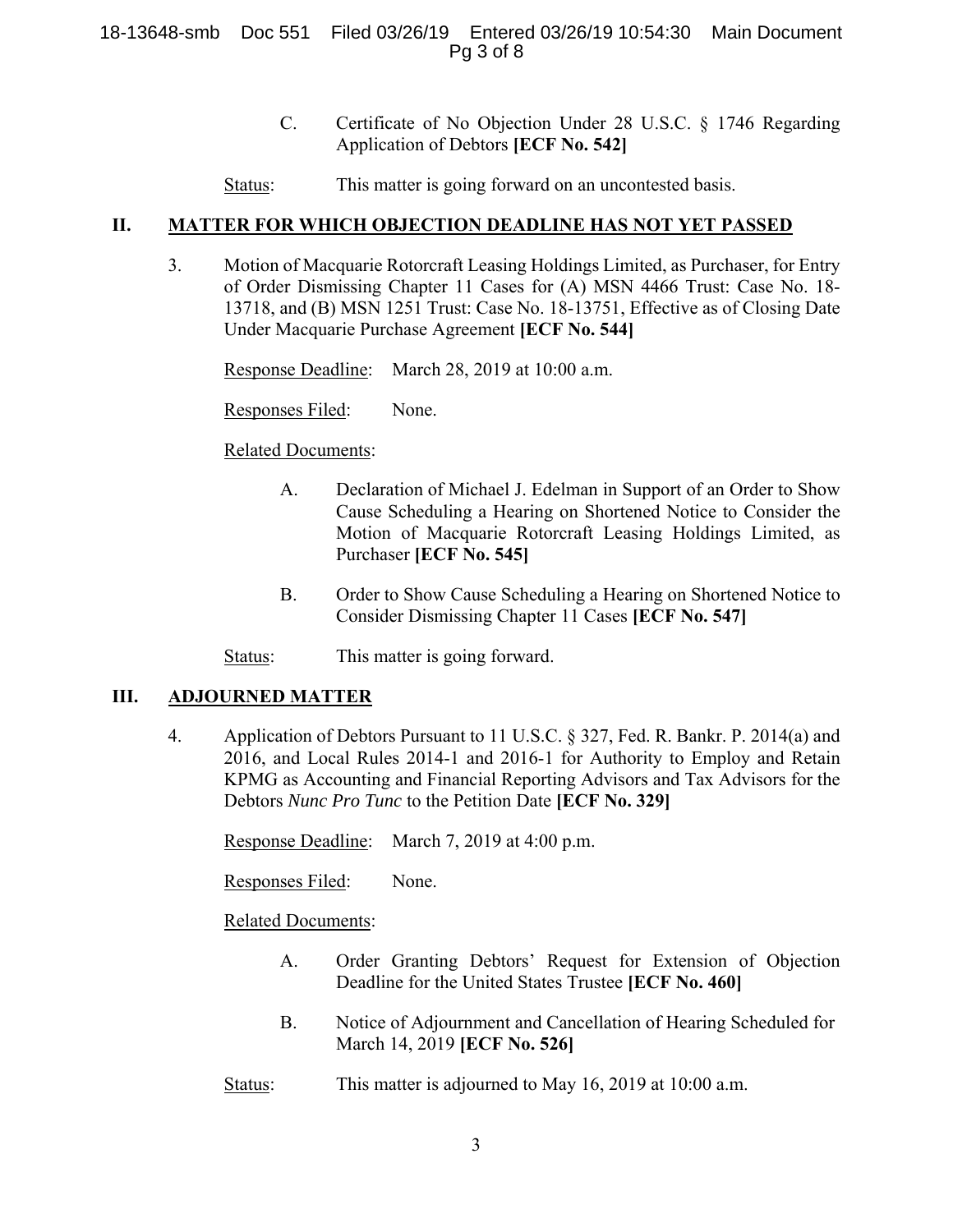C. Certificate of No Objection Under 28 U.S.C. § 1746 Regarding Application of Debtors **[ECF No. 542]**

Status: This matter is going forward on an uncontested basis.

## II. MATTER FOR WHICH OBJECTION DEADLINE HAS NOT YET PASSED

3. Motion of Macquarie Rotorcraft Leasing Holdings Limited, as Purchaser, for Entry of Order Dismissing Chapter 11 Cases for (A) MSN 4466 Trust: Case No. 18-13718, and (B) MSN 1251 Trust: Case No. 18-13751, Effective as of Closing Date Under Macquarie Purchase Agreement **[ECF No. 544]**

Response Deadline: March 28, 2019 at 10:00 a.m.

Responses Filed: None.

Related Documents:

A. Declaration of Michael J. Edelman in Support of an Order to Show Cause Scheduling a Hearing on Shortened Notice to Consider the Motion of Macquarie Rotorcraft Leasing Holdings Limited, as Purchaser **[ECF No. 545]**

B. Order to Show Cause Scheduling a Hearing on Shortened Notice to Consider Dismissing Chapter 11 Cases **[ECF No. 547]**

Status: This matter is going forward.

## III. ADJOURNED MATTER

4. Application of Debtors Pursuant to 11 U.S.C. § 327, Fed. R. Bankr. P. 2014(a) and 2016, and Local Rules 2014-1 and 2016-1 for Authority to Employ and Retain KPMG as Accounting and Financial Reporting Advisors and Tax Advisors for the Debtors *Nunc Pro Tunc* to the Petition Date **[ECF No. 329]**

Response Deadline: March 7, 2019 at 4:00 p.m.

Responses Filed: None.

Related Documents:

A. Order Granting Debtors' Request for Extension of Objection Deadline for the United States Trustee **[ECF No. 460]**

B. Notice of Adjournment and Cancellation of Hearing Scheduled for March 14, 2019 **[ECF No. 526]**

Status: This matter is adjourned to May 16, 2019 at 10:00 a.m.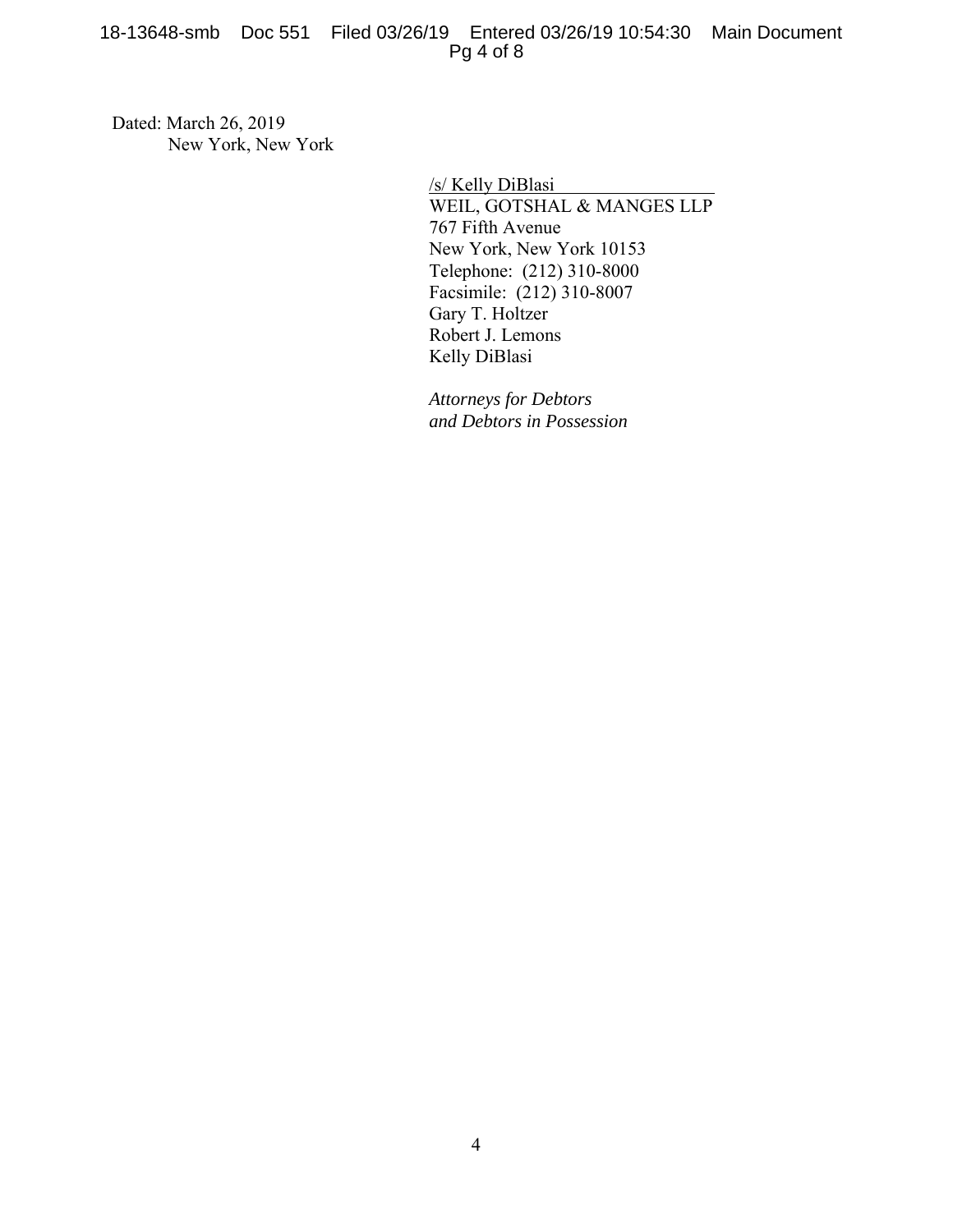Dated: March 26, 2019
New York, New York

/s/ Kelly DiBlasi
WEIL, GOTSHAL & MANGES LLP
767 Fifth Avenue
New York, New York 10153
Telephone: (212) 310-8000
Facsimile: (212) 310-8007
Gary T. Holtzer
Robert J. Lemons
Kelly DiBlasi

*Attorneys for Debtors and Debtors in Possession*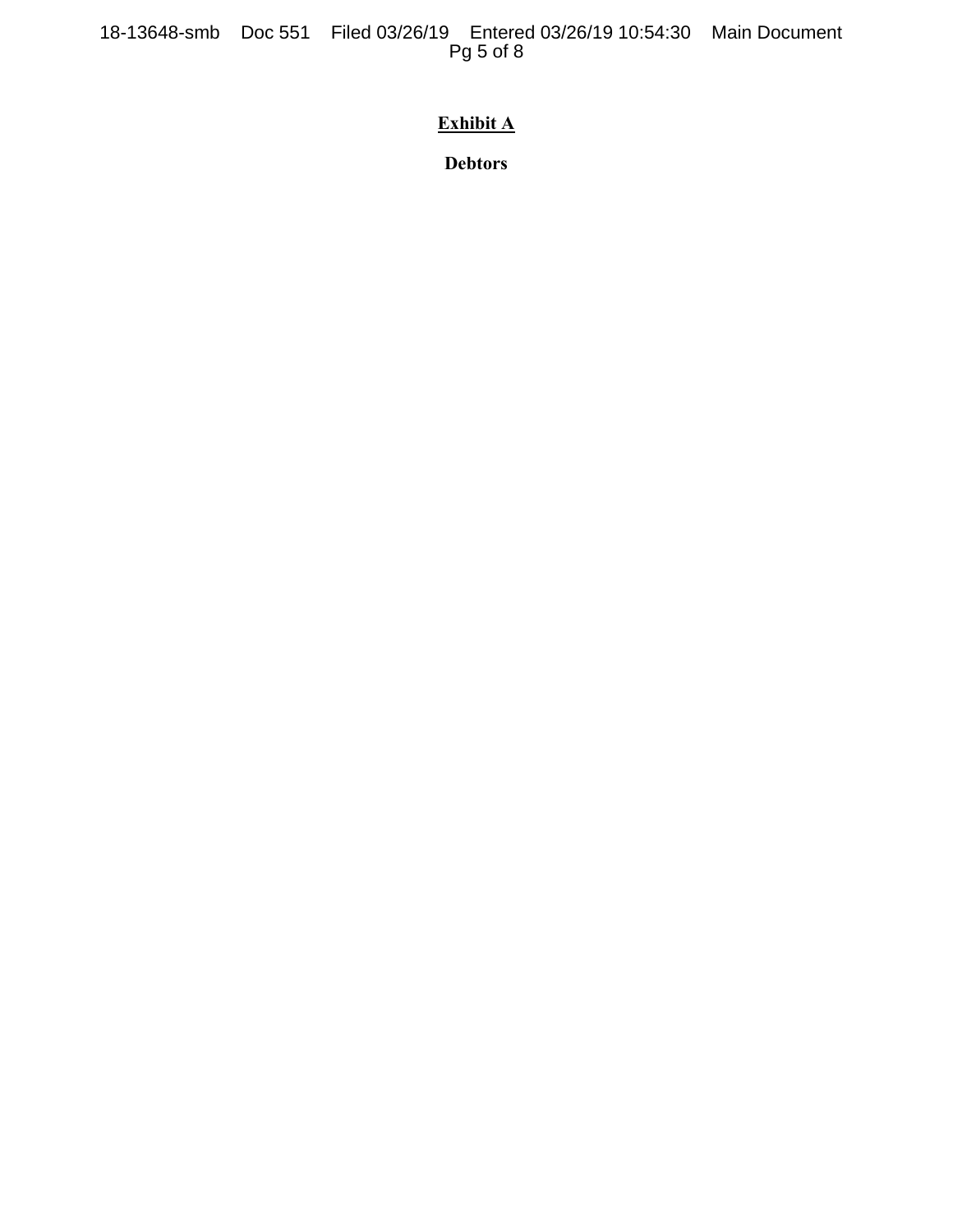**<u>Exhibit A</u>**

**Debtors**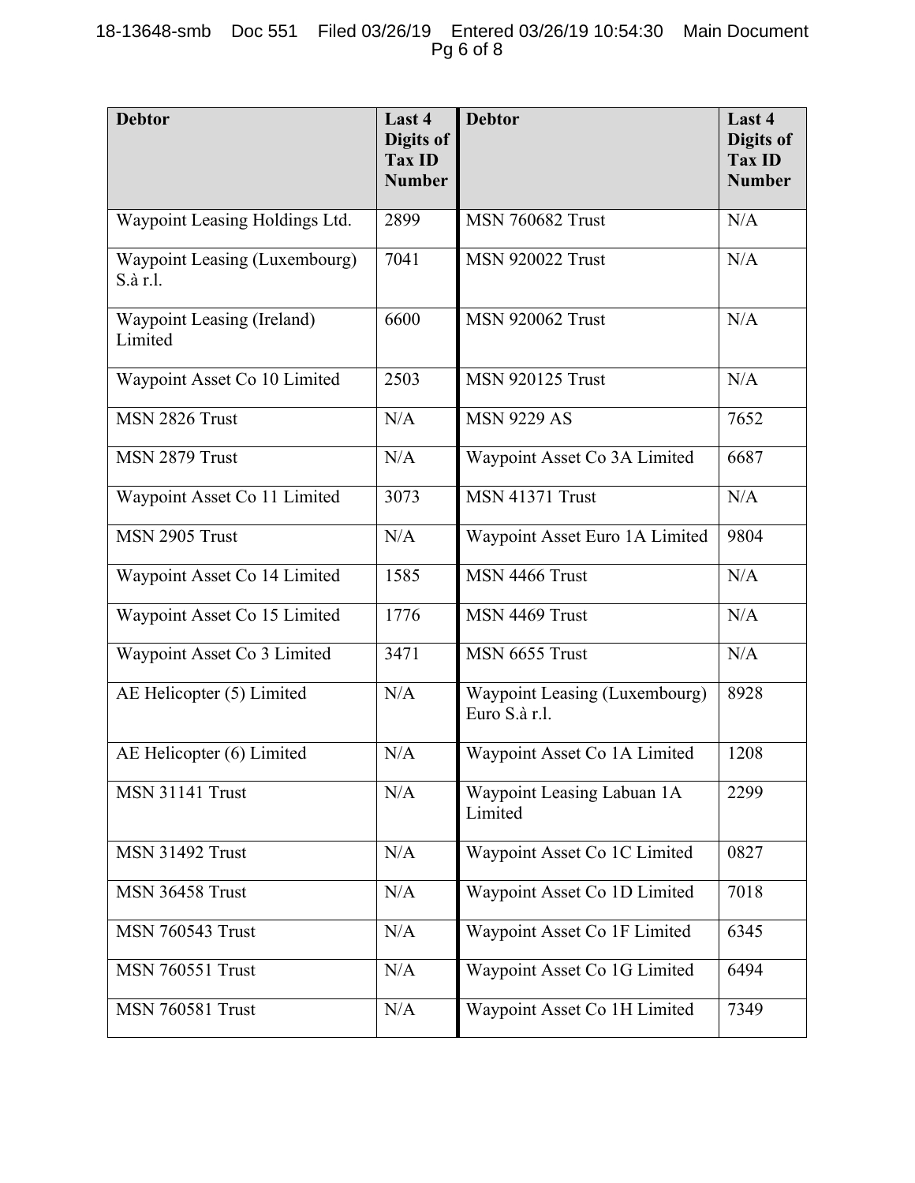| Debtor | Last 4 Digits of Tax ID Number | Debtor | Last 4 Digits of Tax ID Number |
|---|---|---|---|
| Waypoint Leasing Holdings Ltd. | 2899 | MSN 760682 Trust | N/A |
| Waypoint Leasing (Luxembourg) S.à r.l. | 7041 | MSN 920022 Trust | N/A |
| Waypoint Leasing (Ireland) Limited | 6600 | MSN 920062 Trust | N/A |
| Waypoint Asset Co 10 Limited | 2503 | MSN 920125 Trust | N/A |
| MSN 2826 Trust | N/A | MSN 9229 AS | 7652 |
| MSN 2879 Trust | N/A | Waypoint Asset Co 3A Limited | 6687 |
| Waypoint Asset Co 11 Limited | 3073 | MSN 41371 Trust | N/A |
| MSN 2905 Trust | N/A | Waypoint Asset Euro 1A Limited | 9804 |
| Waypoint Asset Co 14 Limited | 1585 | MSN 4466 Trust | N/A |
| Waypoint Asset Co 15 Limited | 1776 | MSN 4469 Trust | N/A |
| Waypoint Asset Co 3 Limited | 3471 | MSN 6655 Trust | N/A |
| AE Helicopter (5) Limited | N/A | Waypoint Leasing (Luxembourg) Euro S.à r.l. | 8928 |
| AE Helicopter (6) Limited | N/A | Waypoint Asset Co 1A Limited | 1208 |
| MSN 31141 Trust | N/A | Waypoint Leasing Labuan 1A Limited | 2299 |
| MSN 31492 Trust | N/A | Waypoint Asset Co 1C Limited | 0827 |
| MSN 36458 Trust | N/A | Waypoint Asset Co 1D Limited | 7018 |
| MSN 760543 Trust | N/A | Waypoint Asset Co 1F Limited | 6345 |
| MSN 760551 Trust | N/A | Waypoint Asset Co 1G Limited | 6494 |
| MSN 760581 Trust | N/A | Waypoint Asset Co 1H Limited | 7349 |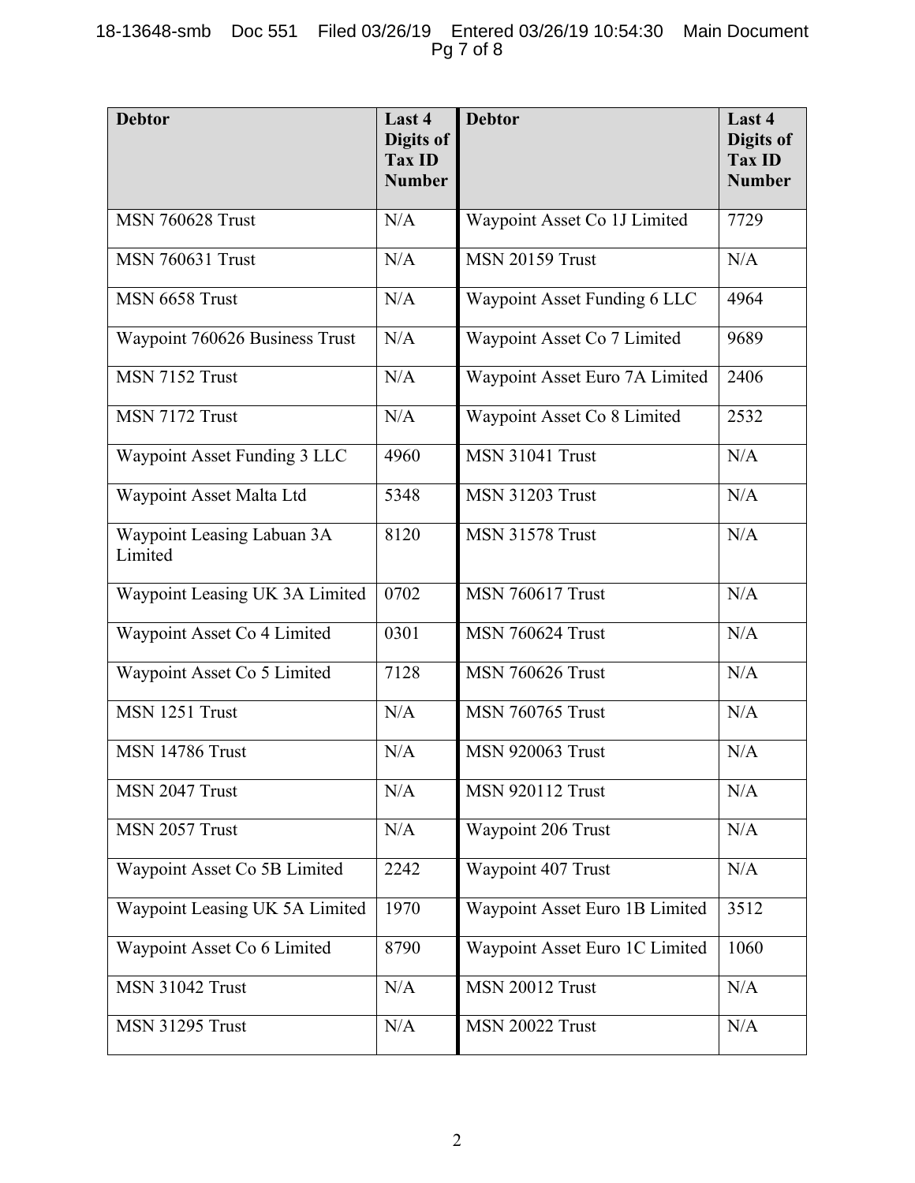| Debtor | Last 4 Digits of Tax ID Number | Debtor | Last 4 Digits of Tax ID Number |
| --- | --- | --- | --- |
| MSN 760628 Trust | N/A | Waypoint Asset Co 1J Limited | 7729 |
| MSN 760631 Trust | N/A | MSN 20159 Trust | N/A |
| MSN 6658 Trust | N/A | Waypoint Asset Funding 6 LLC | 4964 |
| Waypoint 760626 Business Trust | N/A | Waypoint Asset Co 7 Limited | 9689 |
| MSN 7152 Trust | N/A | Waypoint Asset Euro 7A Limited | 2406 |
| MSN 7172 Trust | N/A | Waypoint Asset Co 8 Limited | 2532 |
| Waypoint Asset Funding 3 LLC | 4960 | MSN 31041 Trust | N/A |
| Waypoint Asset Malta Ltd | 5348 | MSN 31203 Trust | N/A |
| Waypoint Leasing Labuan 3A Limited | 8120 | MSN 31578 Trust | N/A |
| Waypoint Leasing UK 3A Limited | 0702 | MSN 760617 Trust | N/A |
| Waypoint Asset Co 4 Limited | 0301 | MSN 760624 Trust | N/A |
| Waypoint Asset Co 5 Limited | 7128 | MSN 760626 Trust | N/A |
| MSN 1251 Trust | N/A | MSN 760765 Trust | N/A |
| MSN 14786 Trust | N/A | MSN 920063 Trust | N/A |
| MSN 2047 Trust | N/A | MSN 920112 Trust | N/A |
| MSN 2057 Trust | N/A | Waypoint 206 Trust | N/A |
| Waypoint Asset Co 5B Limited | 2242 | Waypoint 407 Trust | N/A |
| Waypoint Leasing UK 5A Limited | 1970 | Waypoint Asset Euro 1B Limited | 3512 |
| Waypoint Asset Co 6 Limited | 8790 | Waypoint Asset Euro 1C Limited | 1060 |
| MSN 31042 Trust | N/A | MSN 20012 Trust | N/A |
| MSN 31295 Trust | N/A | MSN 20022 Trust | N/A |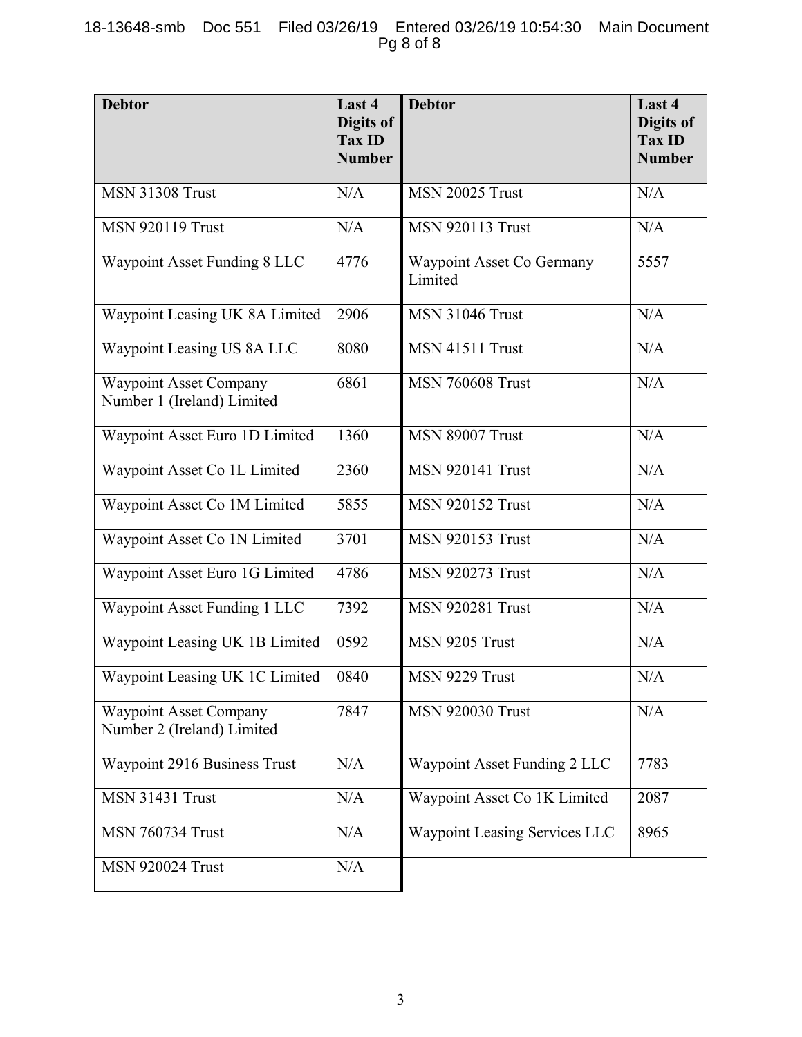| Debtor | Last 4 Digits of Tax ID Number | Debtor | Last 4 Digits of Tax ID Number |
|---|---|---|---|
| MSN 31308 Trust | N/A | MSN 20025 Trust | N/A |
| MSN 920119 Trust | N/A | MSN 920113 Trust | N/A |
| Waypoint Asset Funding 8 LLC | 4776 | Waypoint Asset Co Germany Limited | 5557 |
| Waypoint Leasing UK 8A Limited | 2906 | MSN 31046 Trust | N/A |
| Waypoint Leasing US 8A LLC | 8080 | MSN 41511 Trust | N/A |
| Waypoint Asset Company Number 1 (Ireland) Limited | 6861 | MSN 760608 Trust | N/A |
| Waypoint Asset Euro 1D Limited | 1360 | MSN 89007 Trust | N/A |
| Waypoint Asset Co 1L Limited | 2360 | MSN 920141 Trust | N/A |
| Waypoint Asset Co 1M Limited | 5855 | MSN 920152 Trust | N/A |
| Waypoint Asset Co 1N Limited | 3701 | MSN 920153 Trust | N/A |
| Waypoint Asset Euro 1G Limited | 4786 | MSN 920273 Trust | N/A |
| Waypoint Asset Funding 1 LLC | 7392 | MSN 920281 Trust | N/A |
| Waypoint Leasing UK 1B Limited | 0592 | MSN 9205 Trust | N/A |
| Waypoint Leasing UK 1C Limited | 0840 | MSN 9229 Trust | N/A |
| Waypoint Asset Company Number 2 (Ireland) Limited | 7847 | MSN 920030 Trust | N/A |
| Waypoint 2916 Business Trust | N/A | Waypoint Asset Funding 2 LLC | 7783 |
| MSN 31431 Trust | N/A | Waypoint Asset Co 1K Limited | 2087 |
| MSN 760734 Trust | N/A | Waypoint Leasing Services LLC | 8965 |
| MSN 920024 Trust | N/A | | |